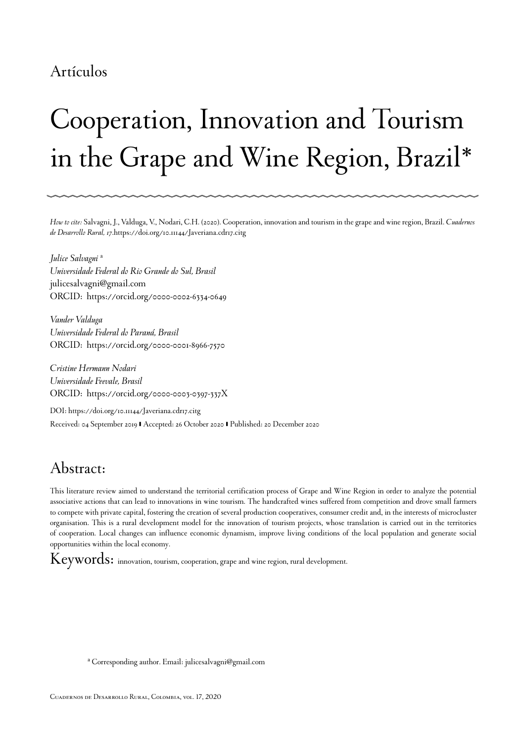Artículos

# Cooperation, Innovation and Tourism in the Grape and Wine Region, Brazil*

*How to cite:* Salvagni, J., Valduga, V., Nodari, C.H. (2020). Cooperation, innovation and tourism in the grape and wine region, Brazil. *Cuadernos de Desarrollo Rural, 17*.https://doi.org/10.11144/Javeriana.cdr17.citg

*Julice Salvagni* [a]
*Universidade Federal do Rio Grande do Sul, Brasil*
julicesalvagni@gmail.com
ORCID: https://orcid.org/0000-0002-6334-0649

*Vander Valduga*
*Universidade Federal do Paraná, Brasil*
ORCID: https://orcid.org/0000-0001-8966-7570

*Cristine Hermann Nodari*
*Universidade Feevale, Brasil*
ORCID: https://orcid.org/0000-0003-0397-337X

DOI: https://doi.org/10.11144/Javeriana.cdr17.citg

Received: 04 September 2019 | Accepted: 26 October 2020 | Published: 20 December 2020

## Abstract:

This literature review aimed to understand the territorial certification process of Grape and Wine Region in order to analyze the potential associative actions that can lead to innovations in wine tourism. The handcrafted wines suffered from competition and drove small farmers to compete with private capital, fostering the creation of several production cooperatives, consumer credit and, in the interests of microcluster organisation. This is a rural development model for the innovation of tourism projects, whose translation is carried out in the territories of cooperation. Local changes can influence economic dynamism, improve living conditions of the local population and generate social opportunities within the local economy.

## Keywords:

innovation, tourism, cooperation, grape and wine region, rural development.

[a] Corresponding author. Email: julicesalvagni@gmail.com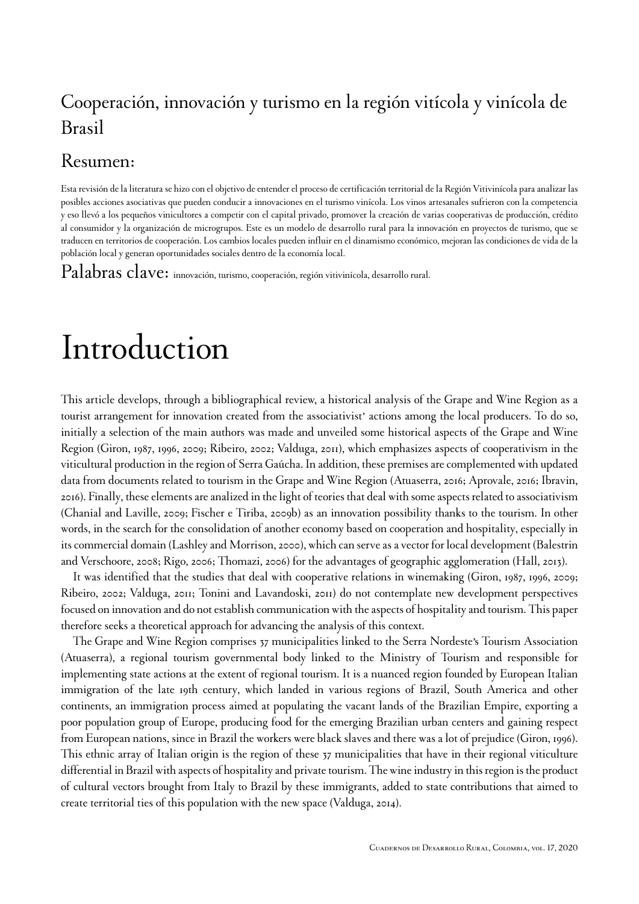## Cooperación, innovación y turismo en la región vitícola y vinícola de Brasil

## Resumen:

Esta revisión de la literatura se hizo con el objetivo de entender el proceso de certificación territorial de la Región Vitivinícola para analizar las posibles acciones asociativas que pueden conducir a innovaciones en el turismo vinícola. Los vinos artesanales sufrieron con la competencia y eso llevó a los pequeños vinicultores a competir con el capital privado, promover la creación de varias cooperativas de producción, crédito al consumidor y la organización de microgrupos. Este es un modelo de desarrollo rural para la innovación en proyectos de turismo, que se traducen en territorios de cooperación. Los cambios locales pueden influir en el dinamismo económico, mejoran las condiciones de vida de la población local y generan oportunidades sociales dentro de la economía local.

**Palabras clave:** innovación, turismo, cooperación, región vitivinícola, desarrollo rural.

# Introduction

This article develops, through a bibliographical review, a historical analysis of the Grape and Wine Region as a tourist arrangement for innovation created from the associativist' actions among the local producers. To do so, initially a selection of the main authors was made and unveiled some historical aspects of the Grape and Wine Region (Giron, 1987, 1996, 2009; Ribeiro, 2002; Valduga, 2011), which emphasizes aspects of cooperativism in the viticultural production in the region of Serra Gaúcha. In addition, these premises are complemented with updated data from documents related to tourism in the Grape and Wine Region (Atuaserra, 2016; Aprovale, 2016; Ibravin, 2016). Finally, these elements are analized in the light of teories that deal with some aspects related to associativism (Chanial and Laville, 2009; Fischer e Tiriba, 2009b) as an innovation possibility thanks to the tourism. In other words, in the search for the consolidation of another economy based on cooperation and hospitality, especially in its commercial domain (Lashley and Morrison, 2000), which can serve as a vector for local development (Balestrin and Verschoore, 2008; Rigo, 2006; Thomazi, 2006) for the advantages of geographic agglomeration (Hall, 2013).

It was identified that the studies that deal with cooperative relations in winemaking (Giron, 1987, 1996, 2009; Ribeiro, 2002; Valduga, 2011; Tonini and Lavandoski, 2011) do not contemplate new development perspectives focused on innovation and do not establish communication with the aspects of hospitality and tourism. This paper therefore seeks a theoretical approach for advancing the analysis of this context.

The Grape and Wine Region comprises 37 municipalities linked to the Serra Nordeste's Tourism Association (Atuaserra), a regional tourism governmental body linked to the Ministry of Tourism and responsible for implementing state actions at the extent of regional tourism. It is a nuanced region founded by European Italian immigration of the late 19th century, which landed in various regions of Brazil, South America and other continents, an immigration process aimed at populating the vacant lands of the Brazilian Empire, exporting a poor population group of Europe, producing food for the emerging Brazilian urban centers and gaining respect from European nations, since in Brazil the workers were black slaves and there was a lot of prejudice (Giron, 1996). This ethnic array of Italian origin is the region of these 37 municipalities that have in their regional viticulture differential in Brazil with aspects of hospitality and private tourism. The wine industry in this region is the product of cultural vectors brought from Italy to Brazil by these immigrants, added to state contributions that aimed to create territorial ties of this population with the new space (Valduga, 2014).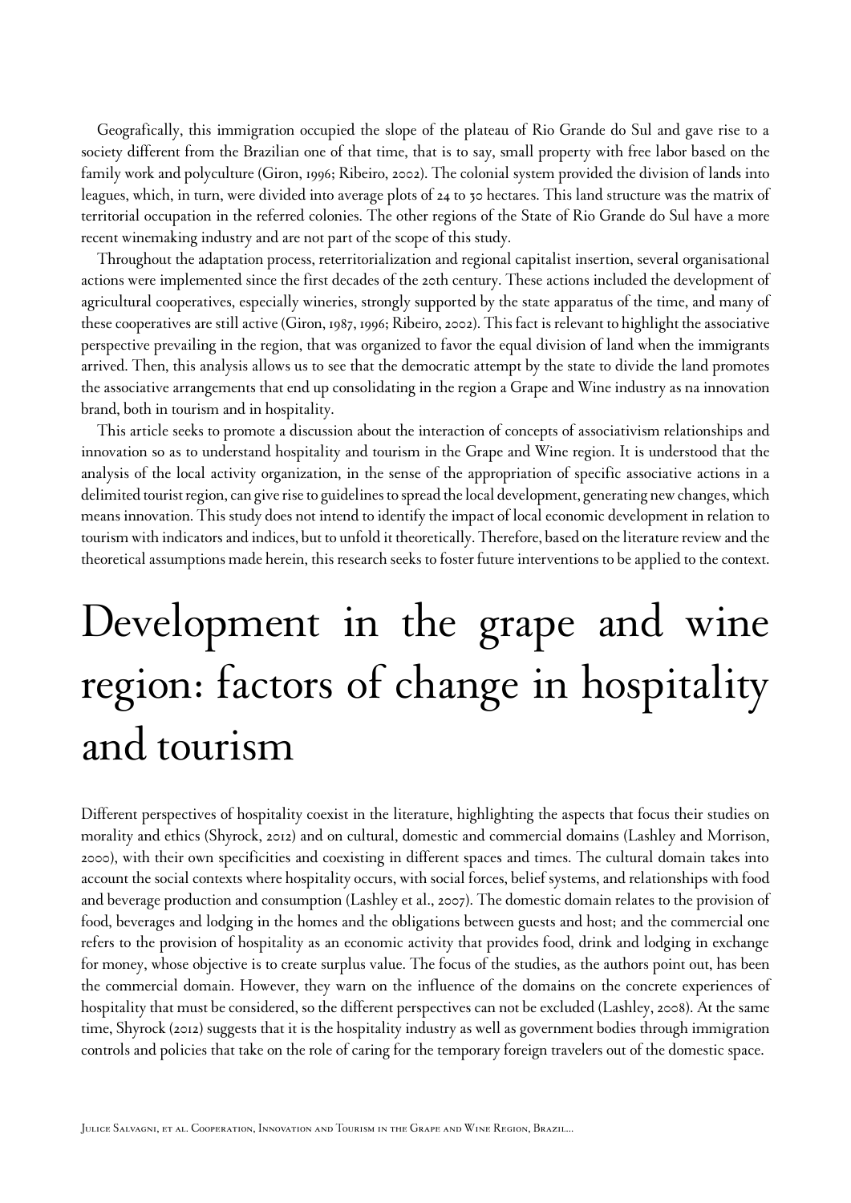Geografically, this immigration occupied the slope of the plateau of Rio Grande do Sul and gave rise to a society different from the Brazilian one of that time, that is to say, small property with free labor based on the family work and polyculture (Giron, 1996; Ribeiro, 2002). The colonial system provided the division of lands into leagues, which, in turn, were divided into average plots of 24 to 30 hectares. This land structure was the matrix of territorial occupation in the referred colonies. The other regions of the State of Rio Grande do Sul have a more recent winemaking industry and are not part of the scope of this study.

Throughout the adaptation process, reterritorialization and regional capitalist insertion, several organisational actions were implemented since the first decades of the 20th century. These actions included the development of agricultural cooperatives, especially wineries, strongly supported by the state apparatus of the time, and many of these cooperatives are still active (Giron, 1987, 1996; Ribeiro, 2002). This fact is relevant to highlight the associative perspective prevailing in the region, that was organized to favor the equal division of land when the immigrants arrived. Then, this analysis allows us to see that the democratic attempt by the state to divide the land promotes the associative arrangements that end up consolidating in the region a Grape and Wine industry as na innovation brand, both in tourism and in hospitality.

This article seeks to promote a discussion about the interaction of concepts of associativism relationships and innovation so as to understand hospitality and tourism in the Grape and Wine region. It is understood that the analysis of the local activity organization, in the sense of the appropriation of specific associative actions in a delimited tourist region, can give rise to guidelines to spread the local development, generating new changes, which means innovation. This study does not intend to identify the impact of local economic development in relation to tourism with indicators and indices, but to unfold it theoretically. Therefore, based on the literature review and the theoretical assumptions made herein, this research seeks to foster future interventions to be applied to the context.

# Development in the grape and wine region: factors of change in hospitality and tourism

Different perspectives of hospitality coexist in the literature, highlighting the aspects that focus their studies on morality and ethics (Shyrock, 2012) and on cultural, domestic and commercial domains (Lashley and Morrison, 2000), with their own specificities and coexisting in different spaces and times. The cultural domain takes into account the social contexts where hospitality occurs, with social forces, belief systems, and relationships with food and beverage production and consumption (Lashley et al., 2007). The domestic domain relates to the provision of food, beverages and lodging in the homes and the obligations between guests and host; and the commercial one refers to the provision of hospitality as an economic activity that provides food, drink and lodging in exchange for money, whose objective is to create surplus value. The focus of the studies, as the authors point out, has been the commercial domain. However, they warn on the influence of the domains on the concrete experiences of hospitality that must be considered, so the different perspectives can not be excluded (Lashley, 2008). At the same time, Shyrock (2012) suggests that it is the hospitality industry as well as government bodies through immigration controls and policies that take on the role of caring for the temporary foreign travelers out of the domestic space.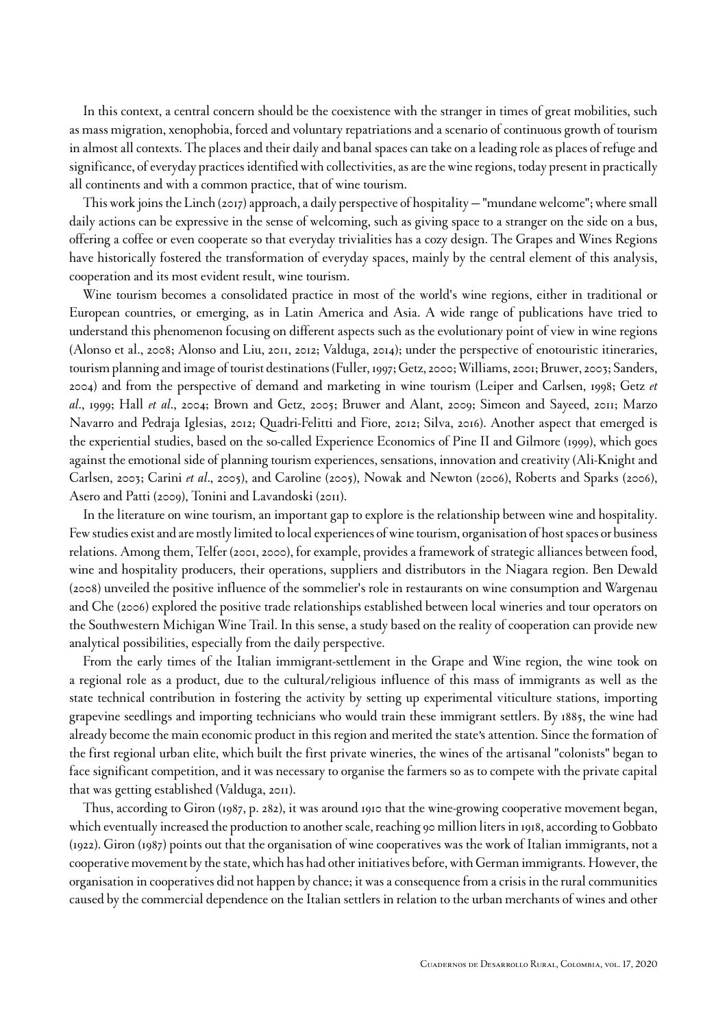In this context, a central concern should be the coexistence with the stranger in times of great mobilities, such as mass migration, xenophobia, forced and voluntary repatriations and a scenario of continuous growth of tourism in almost all contexts. The places and their daily and banal spaces can take on a leading role as places of refuge and significance, of everyday practices identified with collectivities, as are the wine regions, today present in practically all continents and with a common practice, that of wine tourism.

This work joins the Linch (2017) approach, a daily perspective of hospitality — "mundane welcome"; where small daily actions can be expressive in the sense of welcoming, such as giving space to a stranger on the side on a bus, offering a coffee or even cooperate so that everyday trivialities has a cozy design. The Grapes and Wines Regions have historically fostered the transformation of everyday spaces, mainly by the central element of this analysis, cooperation and its most evident result, wine tourism.

Wine tourism becomes a consolidated practice in most of the world's wine regions, either in traditional or European countries, or emerging, as in Latin America and Asia. A wide range of publications have tried to understand this phenomenon focusing on different aspects such as the evolutionary point of view in wine regions (Alonso et al., 2008; Alonso and Liu, 2011, 2012; Valduga, 2014); under the perspective of enotouristic itineraries, tourism planning and image of tourist destinations (Fuller, 1997; Getz, 2000; Williams, 2001; Bruwer, 2003; Sanders, 2004) and from the perspective of demand and marketing in wine tourism (Leiper and Carlsen, 1998; Getz *et al*., 1999; Hall *et al*., 2004; Brown and Getz, 2005; Bruwer and Alant, 2009; Simeon and Sayeed, 2011; Marzo Navarro and Pedraja Iglesias, 2012; Quadri-Felitti and Fiore, 2012; Silva, 2016). Another aspect that emerged is the experiential studies, based on the so-called Experience Economics of Pine II and Gilmore (1999), which goes against the emotional side of planning tourism experiences, sensations, innovation and creativity (Ali-Knight and Carlsen, 2003; Carini *et al*., 2005), and Caroline (2005), Nowak and Newton (2006), Roberts and Sparks (2006), Asero and Patti (2009), Tonini and Lavandoski (2011).

In the literature on wine tourism, an important gap to explore is the relationship between wine and hospitality. Few studies exist and are mostly limited to local experiences of wine tourism, organisation of host spaces or business relations. Among them, Telfer (2001, 2000), for example, provides a framework of strategic alliances between food, wine and hospitality producers, their operations, suppliers and distributors in the Niagara region. Ben Dewald (2008) unveiled the positive influence of the sommelier's role in restaurants on wine consumption and Wargenau and Che (2006) explored the positive trade relationships established between local wineries and tour operators on the Southwestern Michigan Wine Trail. In this sense, a study based on the reality of cooperation can provide new analytical possibilities, especially from the daily perspective.

From the early times of the Italian immigrant-settlement in the Grape and Wine region, the wine took on a regional role as a product, due to the cultural/religious influence of this mass of immigrants as well as the state technical contribution in fostering the activity by setting up experimental viticulture stations, importing grapevine seedlings and importing technicians who would train these immigrant settlers. By 1885, the wine had already become the main economic product in this region and merited the state's attention. Since the formation of the first regional urban elite, which built the first private wineries, the wines of the artisanal "colonists" began to face significant competition, and it was necessary to organise the farmers so as to compete with the private capital that was getting established (Valduga, 2011).

Thus, according to Giron (1987, p. 282), it was around 1910 that the wine-growing cooperative movement began, which eventually increased the production to another scale, reaching 90 million liters in 1918, according to Gobbato (1922). Giron (1987) points out that the organisation of wine cooperatives was the work of Italian immigrants, not a cooperative movement by the state, which has had other initiatives before, with German immigrants. However, the organisation in cooperatives did not happen by chance; it was a consequence from a crisis in the rural communities caused by the commercial dependence on the Italian settlers in relation to the urban merchants of wines and other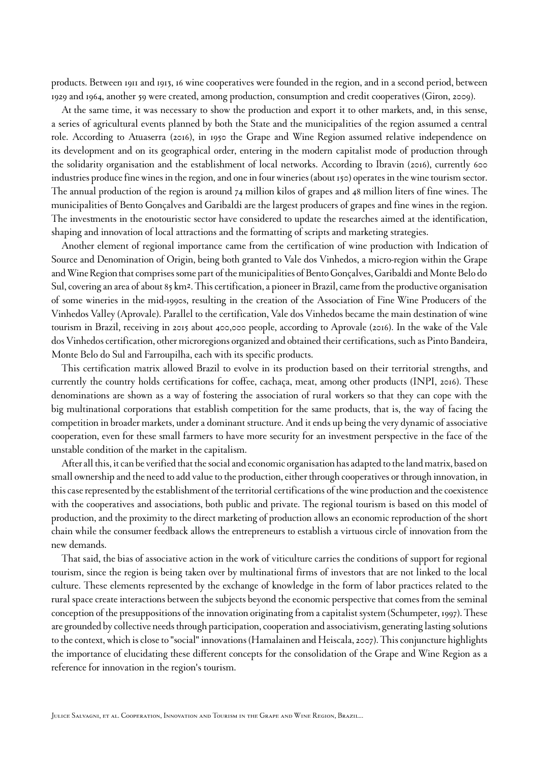products. Between 1911 and 1913, 16 wine cooperatives were founded in the region, and in a second period, between 1929 and 1964, another 59 were created, among production, consumption and credit cooperatives (Giron, 2009).

At the same time, it was necessary to show the production and export it to other markets, and, in this sense, a series of agricultural events planned by both the State and the municipalities of the region assumed a central role. According to Atuaserra (2016), in 1950 the Grape and Wine Region assumed relative independence on its development and on its geographical order, entering in the modern capitalist mode of production through the solidarity organisation and the establishment of local networks. According to Ibravin (2016), currently 600 industries produce fine wines in the region, and one in four wineries (about 150) operates in the wine tourism sector. The annual production of the region is around 74 million kilos of grapes and 48 million liters of fine wines. The municipalities of Bento Gonçalves and Garibaldi are the largest producers of grapes and fine wines in the region. The investments in the enotouristic sector have considered to update the researches aimed at the identification, shaping and innovation of local attractions and the formatting of scripts and marketing strategies.

Another element of regional importance came from the certification of wine production with Indication of Source and Denomination of Origin, being both granted to Vale dos Vinhedos, a micro-region within the Grape and Wine Region that comprises some part of the municipalities of Bento Gonçalves, Garibaldi and Monte Belo do Sul, covering an area of about 85 km². This certification, a pioneer in Brazil, came from the productive organisation of some wineries in the mid-1990s, resulting in the creation of the Association of Fine Wine Producers of the Vinhedos Valley (Aprovale). Parallel to the certification, Vale dos Vinhedos became the main destination of wine tourism in Brazil, receiving in 2015 about 400,000 people, according to Aprovale (2016). In the wake of the Vale dos Vinhedos certification, other microregions organized and obtained their certifications, such as Pinto Bandeira, Monte Belo do Sul and Farroupilha, each with its specific products.

This certification matrix allowed Brazil to evolve in its production based on their territorial strengths, and currently the country holds certifications for coffee, cachaça, meat, among other products (INPI, 2016). These denominations are shown as a way of fostering the association of rural workers so that they can cope with the big multinational corporations that establish competition for the same products, that is, the way of facing the competition in broader markets, under a dominant structure. And it ends up being the very dynamic of associative cooperation, even for these small farmers to have more security for an investment perspective in the face of the unstable condition of the market in the capitalism.

After all this, it can be verified that the social and economic organisation has adapted to the land matrix, based on small ownership and the need to add value to the production, either through cooperatives or through innovation, in this case represented by the establishment of the territorial certifications of the wine production and the coexistence with the cooperatives and associations, both public and private. The regional tourism is based on this model of production, and the proximity to the direct marketing of production allows an economic reproduction of the short chain while the consumer feedback allows the entrepreneurs to establish a virtuous circle of innovation from the new demands.

That said, the bias of associative action in the work of viticulture carries the conditions of support for regional tourism, since the region is being taken over by multinational firms of investors that are not linked to the local culture. These elements represented by the exchange of knowledge in the form of labor practices related to the rural space create interactions between the subjects beyond the economic perspective that comes from the seminal conception of the presuppositions of the innovation originating from a capitalist system (Schumpeter, 1997). These are grounded by collective needs through participation, cooperation and associativism, generating lasting solutions to the context, which is close to "social" innovations (Hamalainen and Heiscala, 2007). This conjuncture highlights the importance of elucidating these different concepts for the consolidation of the Grape and Wine Region as a reference for innovation in the region's tourism.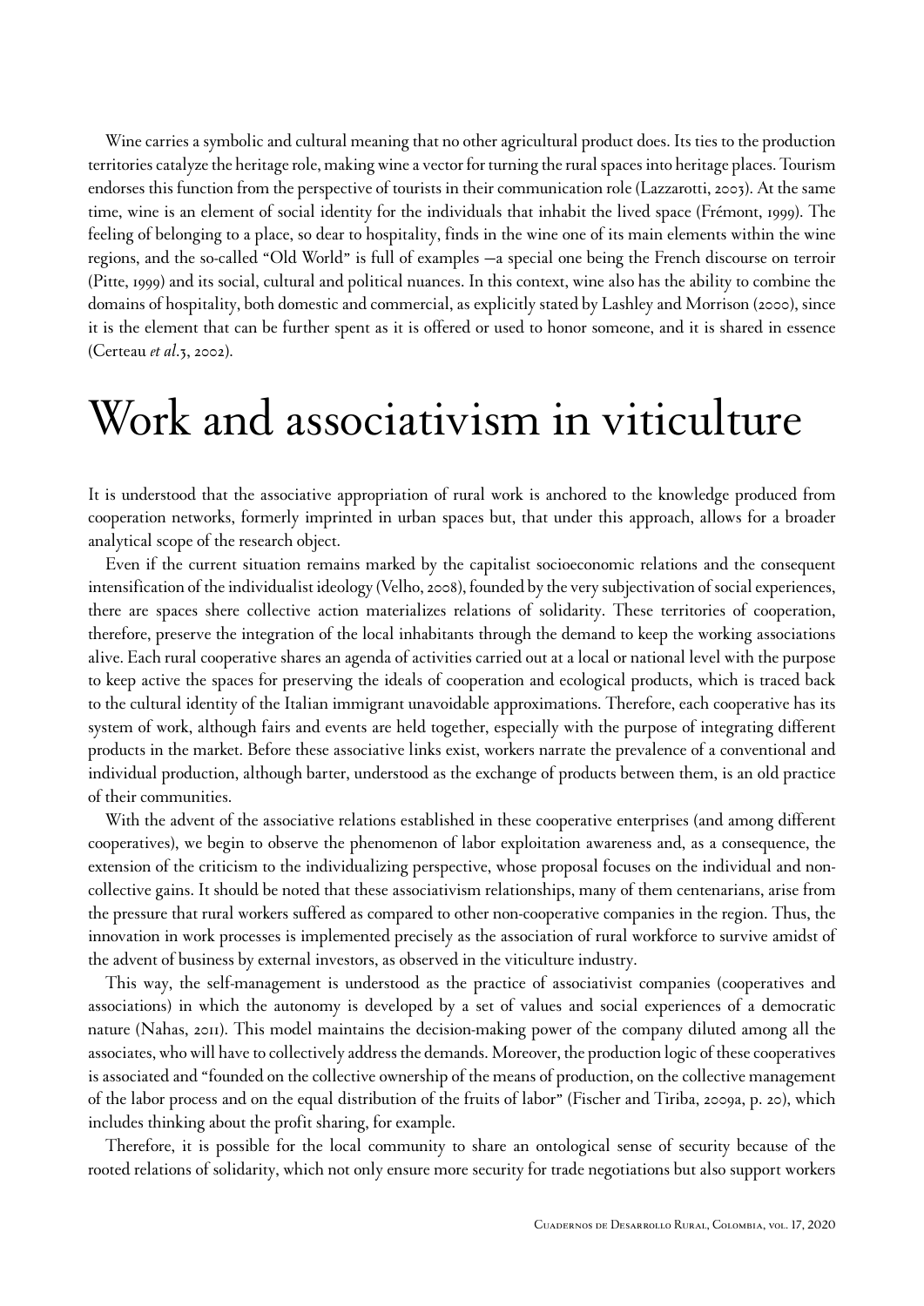Wine carries a symbolic and cultural meaning that no other agricultural product does. Its ties to the production territories catalyze the heritage role, making wine a vector for turning the rural spaces into heritage places. Tourism endorses this function from the perspective of tourists in their communication role (Lazzarotti, 2003). At the same time, wine is an element of social identity for the individuals that inhabit the lived space (Frémont, 1999). The feeling of belonging to a place, so dear to hospitality, finds in the wine one of its main elements within the wine regions, and the so-called "Old World" is full of examples —a special one being the French discourse on terroir (Pitte, 1999) and its social, cultural and political nuances. In this context, wine also has the ability to combine the domains of hospitality, both domestic and commercial, as explicitly stated by Lashley and Morrison (2000), since it is the element that can be further spent as it is offered or used to honor someone, and it is shared in essence (Certeau *et al*.3, 2002).

# Work and associativism in viticulture

It is understood that the associative appropriation of rural work is anchored to the knowledge produced from cooperation networks, formerly imprinted in urban spaces but, that under this approach, allows for a broader analytical scope of the research object.

Even if the current situation remains marked by the capitalist socioeconomic relations and the consequent intensification of the individualist ideology (Velho, 2008), founded by the very subjectivation of social experiences, there are spaces shere collective action materializes relations of solidarity. These territories of cooperation, therefore, preserve the integration of the local inhabitants through the demand to keep the working associations alive. Each rural cooperative shares an agenda of activities carried out at a local or national level with the purpose to keep active the spaces for preserving the ideals of cooperation and ecological products, which is traced back to the cultural identity of the Italian immigrant unavoidable approximations. Therefore, each cooperative has its system of work, although fairs and events are held together, especially with the purpose of integrating different products in the market. Before these associative links exist, workers narrate the prevalence of a conventional and individual production, although barter, understood as the exchange of products between them, is an old practice of their communities.

With the advent of the associative relations established in these cooperative enterprises (and among different cooperatives), we begin to observe the phenomenon of labor exploitation awareness and, as a consequence, the extension of the criticism to the individualizing perspective, whose proposal focuses on the individual and non-collective gains. It should be noted that these associativism relationships, many of them centenarians, arise from the pressure that rural workers suffered as compared to other non-cooperative companies in the region. Thus, the innovation in work processes is implemented precisely as the association of rural workforce to survive amidst of the advent of business by external investors, as observed in the viticulture industry.

This way, the self-management is understood as the practice of associativist companies (cooperatives and associations) in which the autonomy is developed by a set of values and social experiences of a democratic nature (Nahas, 2011). This model maintains the decision-making power of the company diluted among all the associates, who will have to collectively address the demands. Moreover, the production logic of these cooperatives is associated and "founded on the collective ownership of the means of production, on the collective management of the labor process and on the equal distribution of the fruits of labor" (Fischer and Tiriba, 2009a, p. 20), which includes thinking about the profit sharing, for example.

Therefore, it is possible for the local community to share an ontological sense of security because of the rooted relations of solidarity, which not only ensure more security for trade negotiations but also support workers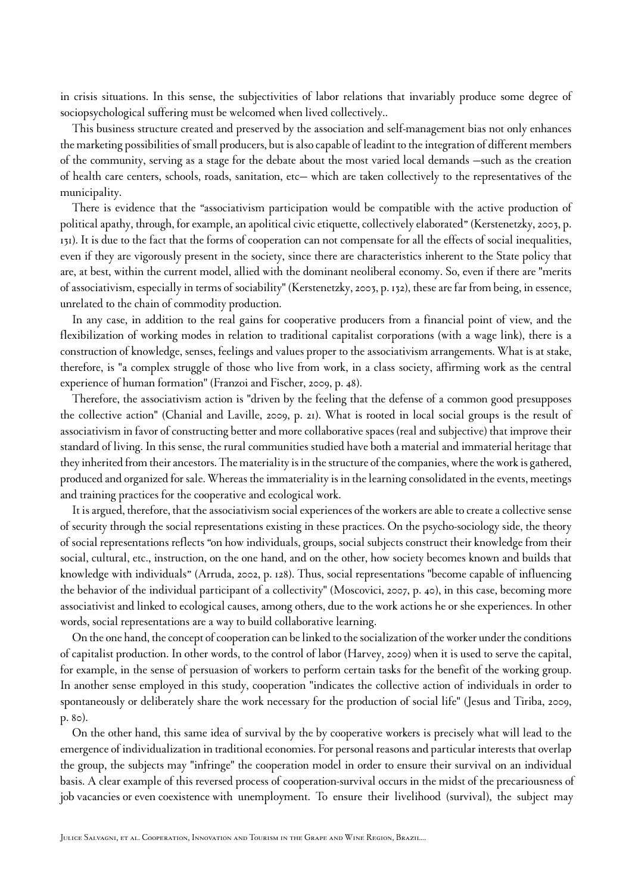in crisis situations. In this sense, the subjectivities of labor relations that invariably produce some degree of sociopsychological suffering must be welcomed when lived collectively..

This business structure created and preserved by the association and self-management bias not only enhances the marketing possibilities of small producers, but is also capable of leadint to the integration of different members of the community, serving as a stage for the debate about the most varied local demands —such as the creation of health care centers, schools, roads, sanitation, etc— which are taken collectively to the representatives of the municipality.

There is evidence that the "associativism participation would be compatible with the active production of political apathy, through, for example, an apolitical civic etiquette, collectively elaborated" (Kerstenetzky, 2003, p. 131). It is due to the fact that the forms of cooperation can not compensate for all the effects of social inequalities, even if they are vigorously present in the society, since there are characteristics inherent to the State policy that are, at best, within the current model, allied with the dominant neoliberal economy. So, even if there are "merits of associativism, especially in terms of sociability" (Kerstenetzky, 2003, p. 132), these are far from being, in essence, unrelated to the chain of commodity production.

In any case, in addition to the real gains for cooperative producers from a financial point of view, and the flexibilization of working modes in relation to traditional capitalist corporations (with a wage link), there is a construction of knowledge, senses, feelings and values proper to the associativism arrangements. What is at stake, therefore, is "a complex struggle of those who live from work, in a class society, affirming work as the central experience of human formation" (Franzoi and Fischer, 2009, p. 48).

Therefore, the associativism action is "driven by the feeling that the defense of a common good presupposes the collective action" (Chanial and Laville, 2009, p. 21). What is rooted in local social groups is the result of associativism in favor of constructing better and more collaborative spaces (real and subjective) that improve their standard of living. In this sense, the rural communities studied have both a material and immaterial heritage that they inherited from their ancestors. The materiality is in the structure of the companies, where the work is gathered, produced and organized for sale. Whereas the immateriality is in the learning consolidated in the events, meetings and training practices for the cooperative and ecological work.

It is argued, therefore, that the associativism social experiences of the workers are able to create a collective sense of security through the social representations existing in these practices. On the psycho-sociology side, the theory of social representations reflects "on how individuals, groups, social subjects construct their knowledge from their social, cultural, etc., instruction, on the one hand, and on the other, how society becomes known and builds that knowledge with individuals" (Arruda, 2002, p. 128). Thus, social representations "become capable of influencing the behavior of the individual participant of a collectivity" (Moscovici, 2007, p. 40), in this case, becoming more associativist and linked to ecological causes, among others, due to the work actions he or she experiences. In other words, social representations are a way to build collaborative learning.

On the one hand, the concept of cooperation can be linked to the socialization of the worker under the conditions of capitalist production. In other words, to the control of labor (Harvey, 2009) when it is used to serve the capital, for example, in the sense of persuasion of workers to perform certain tasks for the benefit of the working group. In another sense employed in this study, cooperation "indicates the collective action of individuals in order to spontaneously or deliberately share the work necessary for the production of social life" (Jesus and Tiriba, 2009, p. 80).

On the other hand, this same idea of survival by the by cooperative workers is precisely what will lead to the emergence of individualization in traditional economies. For personal reasons and particular interests that overlap the group, the subjects may "infringe" the cooperation model in order to ensure their survival on an individual basis. A clear example of this reversed process of cooperation-survival occurs in the midst of the precariousness of job vacancies or even coexistence with unemployment. To ensure their livelihood (survival), the subject may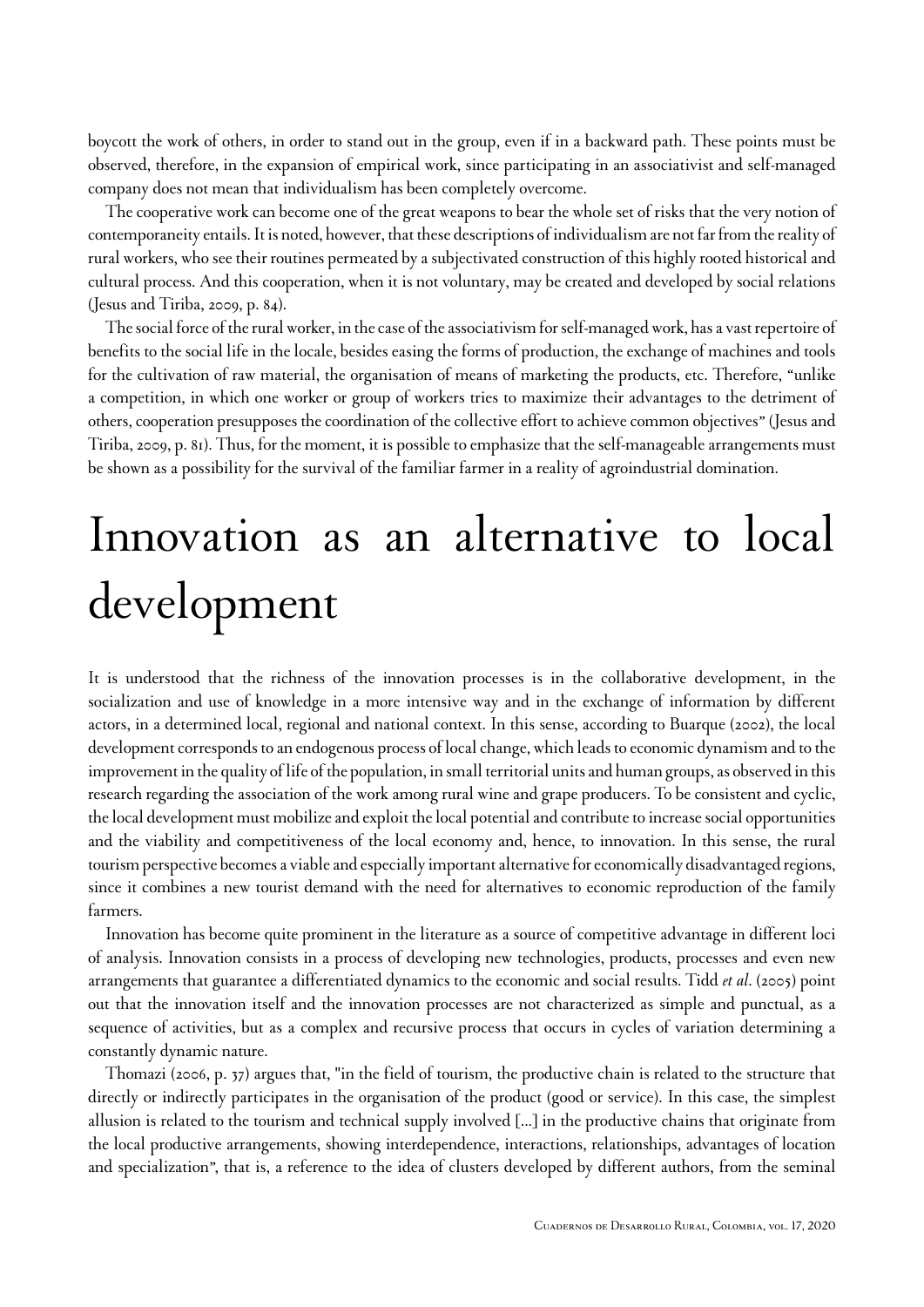boycott the work of others, in order to stand out in the group, even if in a backward path. These points must be observed, therefore, in the expansion of empirical work, since participating in an associativist and self-managed company does not mean that individualism has been completely overcome.

The cooperative work can become one of the great weapons to bear the whole set of risks that the very notion of contemporaneity entails. It is noted, however, that these descriptions of individualism are not far from the reality of rural workers, who see their routines permeated by a subjectivated construction of this highly rooted historical and cultural process. And this cooperation, when it is not voluntary, may be created and developed by social relations (Jesus and Tiriba, 2009, p. 84).

The social force of the rural worker, in the case of the associativism for self-managed work, has a vast repertoire of benefits to the social life in the locale, besides easing the forms of production, the exchange of machines and tools for the cultivation of raw material, the organisation of means of marketing the products, etc. Therefore, "unlike a competition, in which one worker or group of workers tries to maximize their advantages to the detriment of others, cooperation presupposes the coordination of the collective effort to achieve common objectives" (Jesus and Tiriba, 2009, p. 81). Thus, for the moment, it is possible to emphasize that the self-manageable arrangements must be shown as a possibility for the survival of the familiar farmer in a reality of agroindustrial domination.

# Innovation as an alternative to local development

It is understood that the richness of the innovation processes is in the collaborative development, in the socialization and use of knowledge in a more intensive way and in the exchange of information by different actors, in a determined local, regional and national context. In this sense, according to Buarque (2002), the local development corresponds to an endogenous process of local change, which leads to economic dynamism and to the improvement in the quality of life of the population, in small territorial units and human groups, as observed in this research regarding the association of the work among rural wine and grape producers. To be consistent and cyclic, the local development must mobilize and exploit the local potential and contribute to increase social opportunities and the viability and competitiveness of the local economy and, hence, to innovation. In this sense, the rural tourism perspective becomes a viable and especially important alternative for economically disadvantaged regions, since it combines a new tourist demand with the need for alternatives to economic reproduction of the family farmers.

Innovation has become quite prominent in the literature as a source of competitive advantage in different loci of analysis. Innovation consists in a process of developing new technologies, products, processes and even new arrangements that guarantee a differentiated dynamics to the economic and social results. Tidd *et al*. (2005) point out that the innovation itself and the innovation processes are not characterized as simple and punctual, as a sequence of activities, but as a complex and recursive process that occurs in cycles of variation determining a constantly dynamic nature.

Thomazi (2006, p. 37) argues that, "in the field of tourism, the productive chain is related to the structure that directly or indirectly participates in the organisation of the product (good or service). In this case, the simplest allusion is related to the tourism and technical supply involved [...] in the productive chains that originate from the local productive arrangements, showing interdependence, interactions, relationships, advantages of location and specialization", that is, a reference to the idea of clusters developed by different authors, from the seminal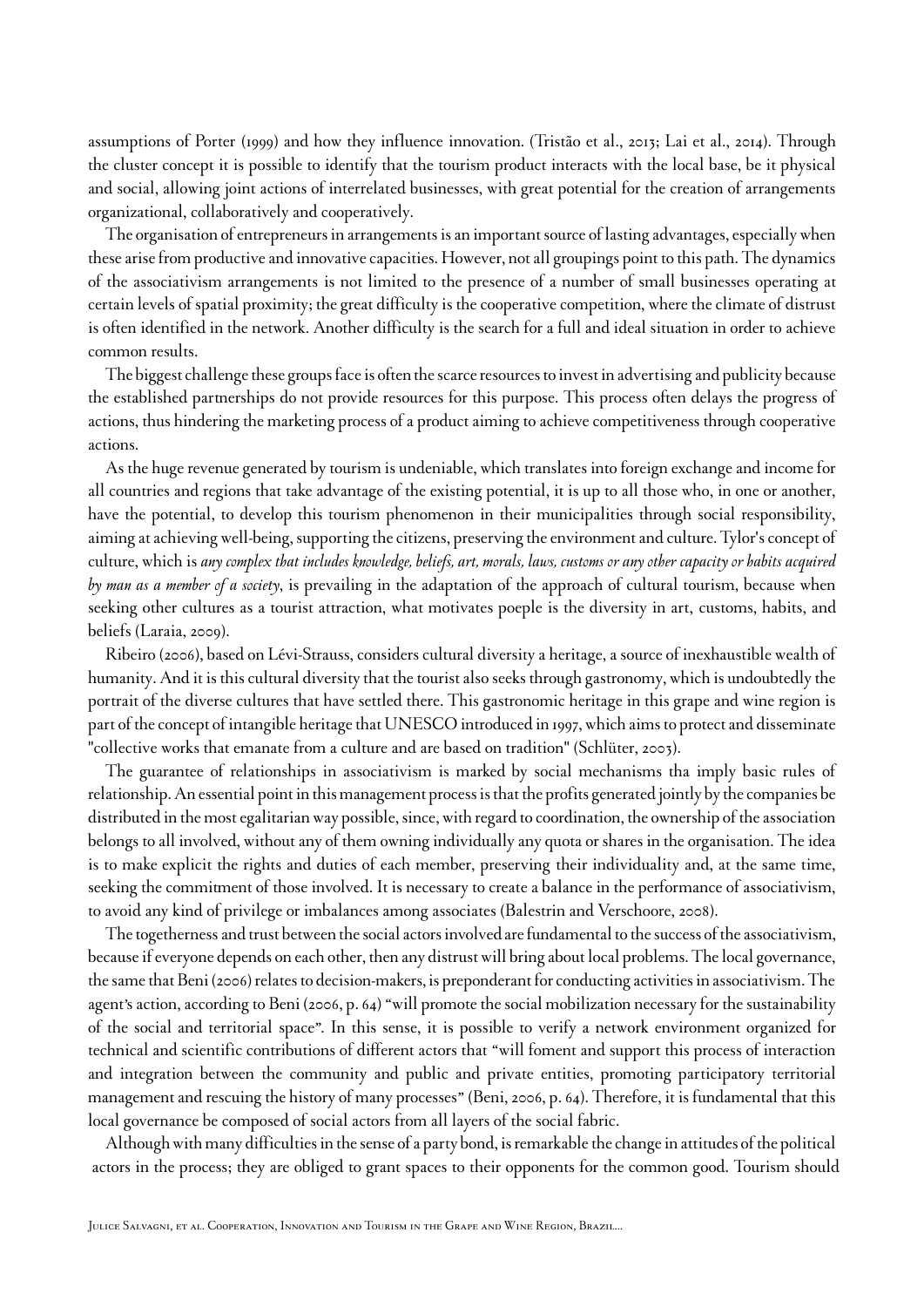assumptions of Porter (1999) and how they influence innovation. (Tristão et al., 2013; Lai et al., 2014). Through the cluster concept it is possible to identify that the tourism product interacts with the local base, be it physical and social, allowing joint actions of interrelated businesses, with great potential for the creation of arrangements organizational, collaboratively and cooperatively.

The organisation of entrepreneurs in arrangements is an important source of lasting advantages, especially when these arise from productive and innovative capacities. However, not all groupings point to this path. The dynamics of the associativism arrangements is not limited to the presence of a number of small businesses operating at certain levels of spatial proximity; the great difficulty is the cooperative competition, where the climate of distrust is often identified in the network. Another difficulty is the search for a full and ideal situation in order to achieve common results.

The biggest challenge these groups face is often the scarce resources to invest in advertising and publicity because the established partnerships do not provide resources for this purpose. This process often delays the progress of actions, thus hindering the marketing process of a product aiming to achieve competitiveness through cooperative actions.

As the huge revenue generated by tourism is undeniable, which translates into foreign exchange and income for all countries and regions that take advantage of the existing potential, it is up to all those who, in one or another, have the potential, to develop this tourism phenomenon in their municipalities through social responsibility, aiming at achieving well-being, supporting the citizens, preserving the environment and culture. Tylor's concept of culture, which is *any complex that includes knowledge, beliefs, art, morals, laws, customs or any other capacity or habits acquired by man as a member of a society*, is prevailing in the adaptation of the approach of cultural tourism, because when seeking other cultures as a tourist attraction, what motivates poeple is the diversity in art, customs, habits, and beliefs (Laraia, 2009).

Ribeiro (2006), based on Lévi-Strauss, considers cultural diversity a heritage, a source of inexhaustible wealth of humanity. And it is this cultural diversity that the tourist also seeks through gastronomy, which is undoubtedly the portrait of the diverse cultures that have settled there. This gastronomic heritage in this grape and wine region is part of the concept of intangible heritage that UNESCO introduced in 1997, which aims to protect and disseminate "collective works that emanate from a culture and are based on tradition" (Schlüter, 2003).

The guarantee of relationships in associativism is marked by social mechanisms tha imply basic rules of relationship. An essential point in this management process is that the profits generated jointly by the companies be distributed in the most egalitarian way possible, since, with regard to coordination, the ownership of the association belongs to all involved, without any of them owning individually any quota or shares in the organisation. The idea is to make explicit the rights and duties of each member, preserving their individuality and, at the same time, seeking the commitment of those involved. It is necessary to create a balance in the performance of associativism, to avoid any kind of privilege or imbalances among associates (Balestrin and Verschoore, 2008).

The togetherness and trust between the social actors involved are fundamental to the success of the associativism, because if everyone depends on each other, then any distrust will bring about local problems. The local governance, the same that Beni (2006) relates to decision-makers, is preponderant for conducting activities in associativism. The agent's action, according to Beni (2006, p. 64) "will promote the social mobilization necessary for the sustainability of the social and territorial space". In this sense, it is possible to verify a network environment organized for technical and scientific contributions of different actors that "will foment and support this process of interaction and integration between the community and public and private entities, promoting participatory territorial management and rescuing the history of many processes" (Beni, 2006, p. 64). Therefore, it is fundamental that this local governance be composed of social actors from all layers of the social fabric.

Although with many difficulties in the sense of a party bond, is remarkable the change in attitudes of the political actors in the process; they are obliged to grant spaces to their opponents for the common good. Tourism should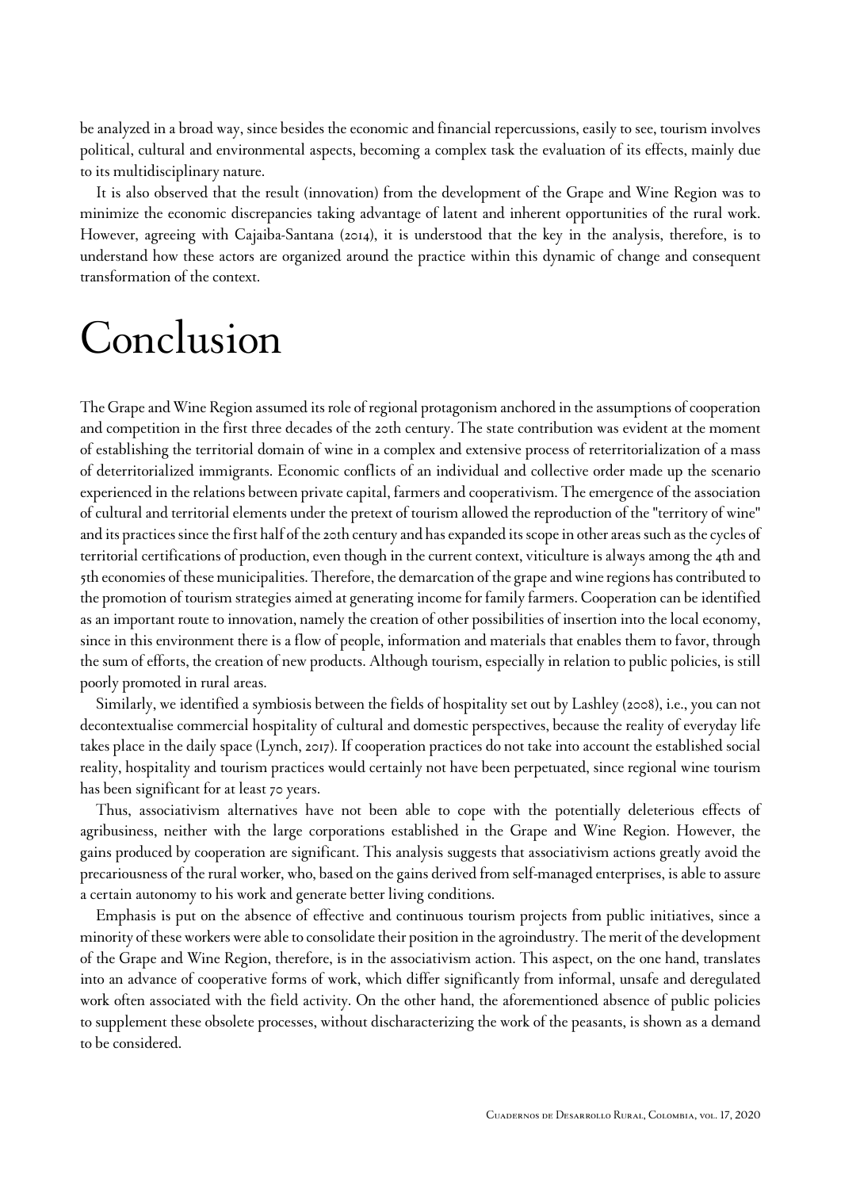be analyzed in a broad way, since besides the economic and financial repercussions, easily to see, tourism involves political, cultural and environmental aspects, becoming a complex task the evaluation of its effects, mainly due to its multidisciplinary nature.

It is also observed that the result (innovation) from the development of the Grape and Wine Region was to minimize the economic discrepancies taking advantage of latent and inherent opportunities of the rural work. However, agreeing with Cajaiba-Santana (2014), it is understood that the key in the analysis, therefore, is to understand how these actors are organized around the practice within this dynamic of change and consequent transformation of the context.

# Conclusion

The Grape and Wine Region assumed its role of regional protagonism anchored in the assumptions of cooperation and competition in the first three decades of the 20th century. The state contribution was evident at the moment of establishing the territorial domain of wine in a complex and extensive process of reterritorialization of a mass of deterritorialized immigrants. Economic conflicts of an individual and collective order made up the scenario experienced in the relations between private capital, farmers and cooperativism. The emergence of the association of cultural and territorial elements under the pretext of tourism allowed the reproduction of the "territory of wine" and its practices since the first half of the 20th century and has expanded its scope in other areas such as the cycles of territorial certifications of production, even though in the current context, viticulture is always among the 4th and 5th economies of these municipalities. Therefore, the demarcation of the grape and wine regions has contributed to the promotion of tourism strategies aimed at generating income for family farmers. Cooperation can be identified as an important route to innovation, namely the creation of other possibilities of insertion into the local economy, since in this environment there is a flow of people, information and materials that enables them to favor, through the sum of efforts, the creation of new products. Although tourism, especially in relation to public policies, is still poorly promoted in rural areas.

Similarly, we identified a symbiosis between the fields of hospitality set out by Lashley (2008), i.e., you can not decontextualise commercial hospitality of cultural and domestic perspectives, because the reality of everyday life takes place in the daily space (Lynch, 2017). If cooperation practices do not take into account the established social reality, hospitality and tourism practices would certainly not have been perpetuated, since regional wine tourism has been significant for at least 70 years.

Thus, associativism alternatives have not been able to cope with the potentially deleterious effects of agribusiness, neither with the large corporations established in the Grape and Wine Region. However, the gains produced by cooperation are significant. This analysis suggests that associativism actions greatly avoid the precariousness of the rural worker, who, based on the gains derived from self-managed enterprises, is able to assure a certain autonomy to his work and generate better living conditions.

Emphasis is put on the absence of effective and continuous tourism projects from public initiatives, since a minority of these workers were able to consolidate their position in the agroindustry. The merit of the development of the Grape and Wine Region, therefore, is in the associativism action. This aspect, on the one hand, translates into an advance of cooperative forms of work, which differ significantly from informal, unsafe and deregulated work often associated with the field activity. On the other hand, the aforementioned absence of public policies to supplement these obsolete processes, without discharacterizing the work of the peasants, is shown as a demand to be considered.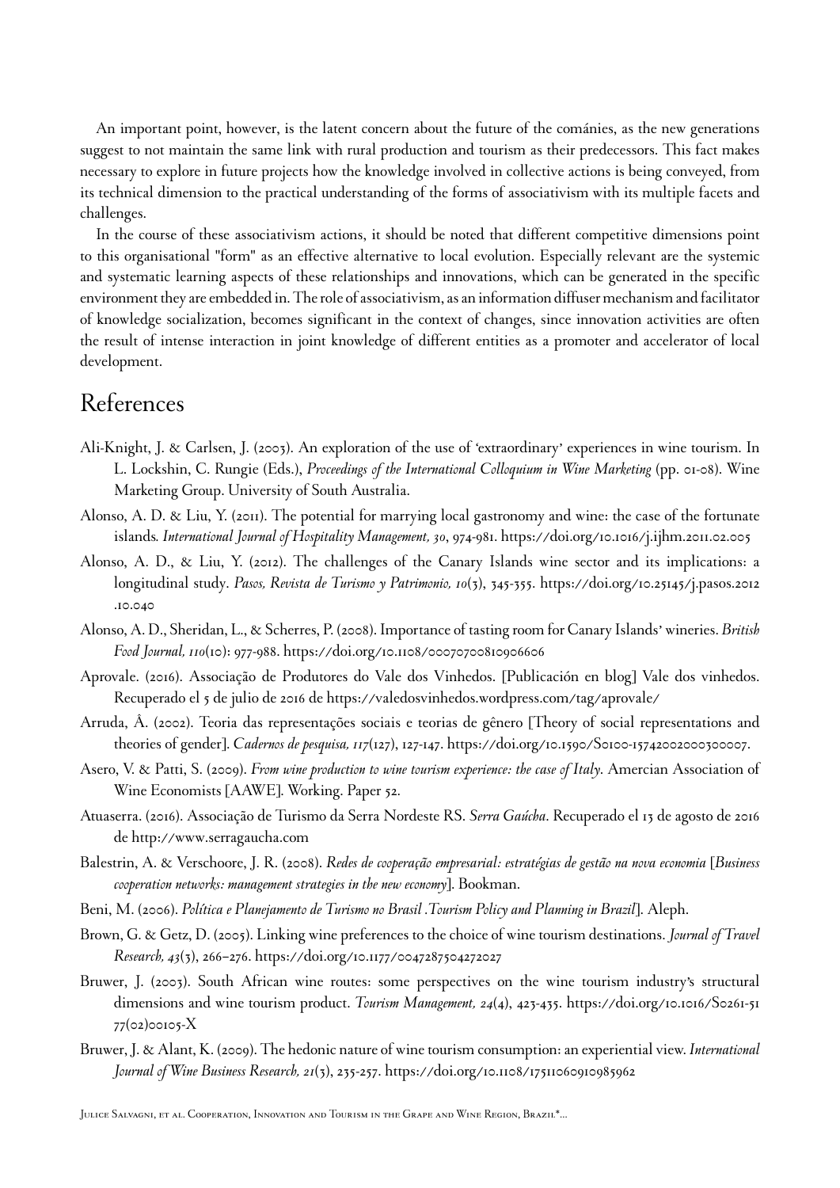An important point, however, is the latent concern about the future of the cománies, as the new generations suggest to not maintain the same link with rural production and tourism as their predecessors. This fact makes necessary to explore in future projects how the knowledge involved in collective actions is being conveyed, from its technical dimension to the practical understanding of the forms of associativism with its multiple facets and challenges.

In the course of these associativism actions, it should be noted that different competitive dimensions point to this organisational "form" as an effective alternative to local evolution. Especially relevant are the systemic and systematic learning aspects of these relationships and innovations, which can be generated in the specific environment they are embedded in. The role of associativism, as an information diffuser mechanism and facilitator of knowledge socialization, becomes significant in the context of changes, since innovation activities are often the result of intense interaction in joint knowledge of different entities as a promoter and accelerator of local development.

# References

Ali-Knight, J. & Carlsen, J. (2003). An exploration of the use of 'extraordinary' experiences in wine tourism. In L. Lockshin, C. Rungie (Eds.), *Proceedings of the International Colloquium in Wine Marketing* (pp. 01-08). Wine Marketing Group. University of South Australia.

Alonso, A. D. & Liu, Y. (2011). The potential for marrying local gastronomy and wine: the case of the fortunate islands. *International Journal of Hospitality Management, 30*, 974-981. https://doi.org/10.1016/j.ijhm.2011.02.005

Alonso, A. D., & Liu, Y. (2012). The challenges of the Canary Islands wine sector and its implications: a longitudinal study. *Pasos, Revista de Turismo y Patrimonio, 10*(3), 345-355. https://doi.org/10.25145/j.pasos.2012.10.040

Alonso, A. D., Sheridan, L., & Scherres, P. (2008). Importance of tasting room for Canary Islands' wineries. *British Food Journal, 110*(10): 977-988. https://doi.org/10.1108/00070700810906606

Aprovale. (2016). Associação de Produtores do Vale dos Vinhedos. [Publicación en blog] Vale dos vinhedos. Recuperado el 5 de julio de 2016 de https://valedosvinhedos.wordpress.com/tag/aprovale/

Arruda, Â. (2002). Teoria das representações sociais e teorias de gênero [Theory of social representations and theories of gender]. *Cadernos de pesquisa, 117*(127), 127-147. https://doi.org/10.1590/S0100-15742002000300007.

Asero, V. & Patti, S. (2009). *From wine production to wine tourism experience: the case of Italy*. Amercian Association of Wine Economists [AAWE]. Working. Paper 52.

Atuaserra. (2016). Associação de Turismo da Serra Nordeste RS. *Serra Gaúcha*. Recuperado el 13 de agosto de 2016 de http://www.serragaucha.com

Balestrin, A. & Verschoore, J. R. (2008). *Redes de cooperação empresarial: estratégias de gestão na nova economia* [*Business cooperation networks: management strategies in the new economy*]. Bookman.

Beni, M. (2006). *Política e Planejamento de Turismo no Brasil .Tourism Policy and Planning in Brazil*]. Aleph.

Brown, G. & Getz, D. (2005). Linking wine preferences to the choice of wine tourism destinations. *Journal of Travel Research, 43*(3), 266–276. https://doi.org/10.1177/0047287504272027

Bruwer, J. (2003). South African wine routes: some perspectives on the wine tourism industry's structural dimensions and wine tourism product. *Tourism Management, 24*(4), 423-435. https://doi.org/10.1016/S0261-5177(02)00105-X

Bruwer, J. & Alant, K. (2009). The hedonic nature of wine tourism consumption: an experiential view. *International Journal of Wine Business Research, 21*(3), 235-257. https://doi.org/10.1108/17511060910985962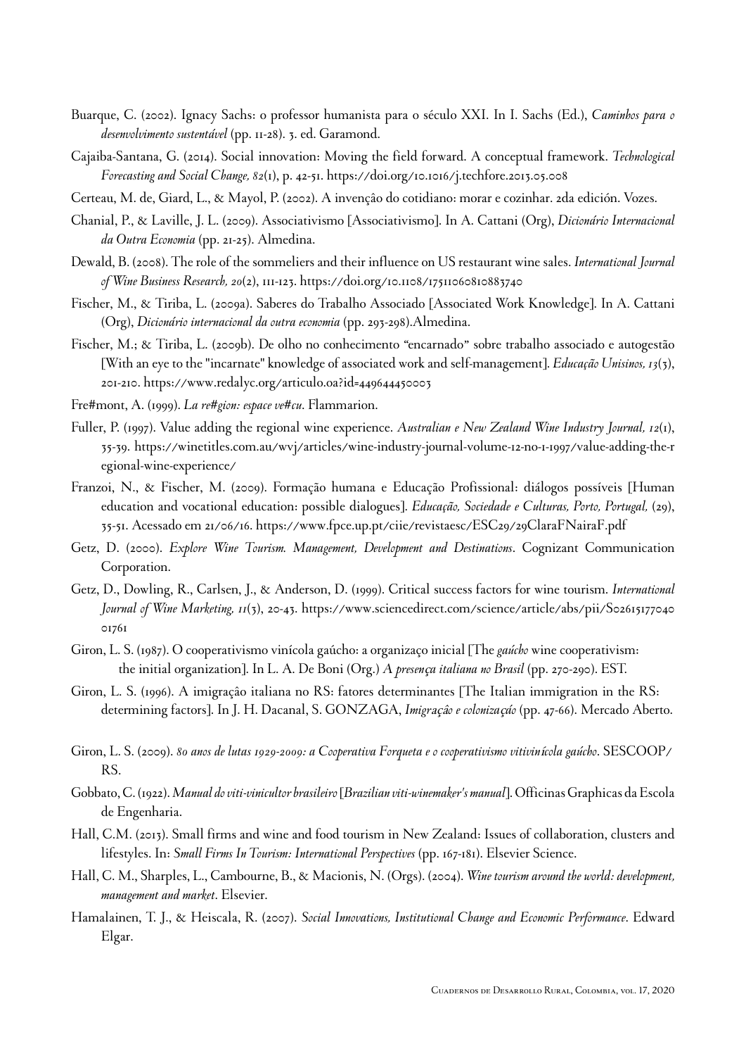Buarque, C. (2002). Ignacy Sachs: o professor humanista para o século XXI. In I. Sachs (Ed.), *Caminhos para o desenvolvimento sustentável* (pp. 11-28). 3. ed. Garamond.

Cajaiba-Santana, G. (2014). Social innovation: Moving the field forward. A conceptual framework. *Technological Forecasting and Social Change, 82*(1), p. 42-51. https://doi.org/10.1016/j.techfore.2013.05.008

Certeau, M. de, Giard, L., & Mayol, P. (2002). A invençâo do cotidiano: morar e cozinhar. 2da edición. Vozes.

Chanial, P., & Laville, J. L. (2009). Associativismo [Associativismo]. In A. Cattani (Org), *Dicionário Internacional da Outra Economia* (pp. 21-25). Almedina.

Dewald, B. (2008). The role of the sommeliers and their influence on US restaurant wine sales. *International Journal of Wine Business Research, 20*(2), 111-123. https://doi.org/10.1108/17511060810883740

Fischer, M., & Tiriba, L. (2009a). Saberes do Trabalho Associado [Associated Work Knowledge]. In A. Cattani (Org), *Dicionário internacional da outra economia* (pp. 293-298).Almedina.

Fischer, M.; & Tiriba, L. (2009b). De olho no conhecimento "encarnado" sobre trabalho associado e autogestão [With an eye to the "incarnate" knowledge of associated work and self-management]. *Educação Unisinos, 13*(3), 201-210. https://www.redalyc.org/articulo.oa?id=449644450003

Fre#mont, A. (1999). *La re#gion: espace ve#cu*. Flammarion.

Fuller, P. (1997). Value adding the regional wine experience. *Australian e New Zealand Wine Industry Journal, 12*(1), 35-39. https://winetitles.com.au/wvj/articles/wine-industry-journal-volume-12-no-1-1997/value-adding-the-regional-wine-experience/

Franzoi, N., & Fischer, M. (2009). Formação humana e Educação Profissional: diálogos possíveis [Human education and vocational education: possible dialogues]. *Educação, Sociedade e Culturas, Porto, Portugal,* (29), 35-51. Acessado em 21/06/16. https://www.fpce.up.pt/ciie/revistaesc/ESC29/29ClaraFNairaF.pdf

Getz, D. (2000). *Explore Wine Tourism. Management, Development and Destinations*. Cognizant Communication Corporation.

Getz, D., Dowling, R., Carlsen, J., & Anderson, D. (1999). Critical success factors for wine tourism. *International Journal of Wine Marketing, 11*(3), 20-43. https://www.sciencedirect.com/science/article/abs/pii/S0261517704001761

Giron, L. S. (1987). O cooperativismo vinícola gaúcho: a organizaço inicial [The *gaúcho* wine cooperativism: the initial organization]. In L. A. De Boni (Org.) *A presença italiana no Brasil* (pp. 270-290). EST.

Giron, L. S. (1996). A imigraçâo italiana no RS: fatores determinantes [The Italian immigration in the RS: determining factors]. In J. H. Dacanal, S. GONZAGA, *Imigraçâo e colonizaçáo* (pp. 47-66). Mercado Aberto.

Giron, L. S. (2009). *80 anos de lutas 1929-2009: a Cooperativa Forqueta e o cooperativismo vitivinícola gaúcho*. SESCOOP/RS.

Gobbato, C. (1922). *Manual do viti-vinicultor brasileiro* [*Brazilian viti-winemaker's manual*]. Officinas Graphicas da Escola de Engenharia.

Hall, C.M. (2013). Small firms and wine and food tourism in New Zealand: Issues of collaboration, clusters and lifestyles. In: *Small Firms In Tourism: International Perspectives* (pp. 167-181). Elsevier Science.

Hall, C. M., Sharples, L., Cambourne, B., & Macionis, N. (Orgs). (2004). *Wine tourism around the world: development, management and market*. Elsevier.

Hamalainen, T. J., & Heiscala, R. (2007). *Social Innovations, Institutional Change and Economic Performance*. Edward Elgar.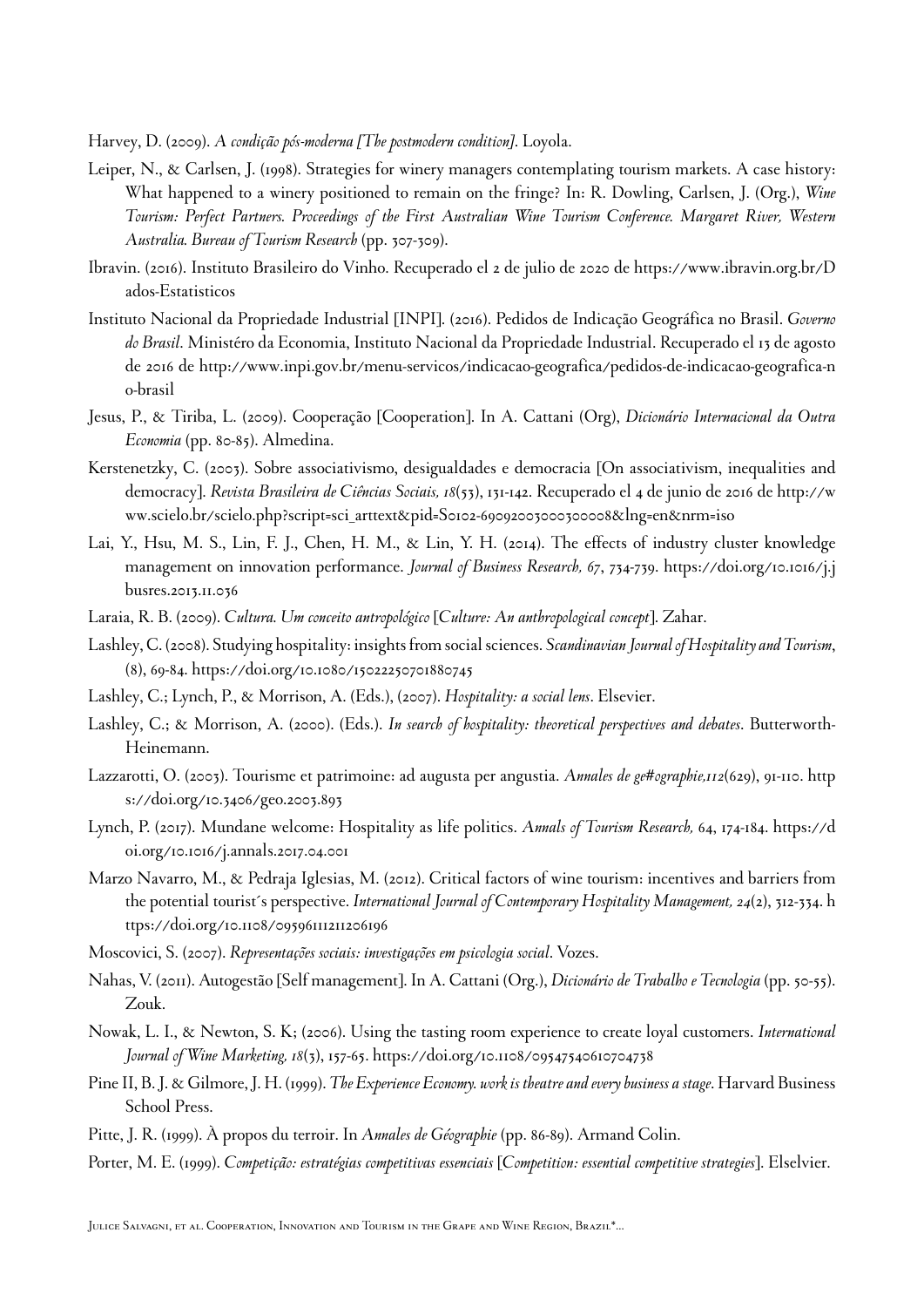Harvey, D. (2009). *A condição pós-moderna [The postmodern condition]*. Loyola.

Leiper, N., & Carlsen, J. (1998). Strategies for winery managers contemplating tourism markets. A case history: What happened to a winery positioned to remain on the fringe? In: R. Dowling, Carlsen, J. (Org.), *Wine Tourism: Perfect Partners. Proceedings of the First Australian Wine Tourism Conference. Margaret River, Western Australia. Bureau of Tourism Research* (pp. 307-309).

Ibravin. (2016). Instituto Brasileiro do Vinho. Recuperado el 2 de julio de 2020 de https://www.ibravin.org.br/Dados-Estatisticos

Instituto Nacional da Propriedade Industrial [INPI]. (2016). Pedidos de Indicação Geográfica no Brasil. *Governo do Brasil*. Ministéro da Economia, Instituto Nacional da Propriedade Industrial. Recuperado el 13 de agosto de 2016 de http://www.inpi.gov.br/menu-servicos/indicacao-geografica/pedidos-de-indicacao-geografica-no-brasil

Jesus, P., & Tiriba, L. (2009). Cooperação [Cooperation]. In A. Cattani (Org), *Dicionário Internacional da Outra Economia* (pp. 80-85). Almedina.

Kerstenetzky, C. (2003). Sobre associativismo, desigualdades e democracia [On associativism, inequalities and democracy]. *Revista Brasileira de Ciências Sociais, 18*(53), 131-142. Recuperado el 4 de junio de 2016 de http://www.scielo.br/scielo.php?script=sci_arttext&pid=S0102-69092003000300008&lng=en&nrm=iso

Lai, Y., Hsu, M. S., Lin, F. J., Chen, H. M., & Lin, Y. H. (2014). The effects of industry cluster knowledge management on innovation performance. *Journal of Business Research, 67*, 734-739. https://doi.org/10.1016/j.jbusres.2013.11.036

Laraia, R. B. (2009). *Cultura. Um conceito antropológico* [*Culture: An anthropological concept*]. Zahar.

Lashley, C. (2008). Studying hospitality: insights from social sciences. *Scandinavian Journal of Hospitality and Tourism*, (8), 69-84. https://doi.org/10.1080/15022250701880745

Lashley, C.; Lynch, P., & Morrison, A. (Eds.), (2007). *Hospitality: a social lens*. Elsevier.

Lashley, C.; & Morrison, A. (2000). (Eds.). *In search of hospitality: theoretical perspectives and debates*. Butterworth-Heinemann.

Lazzarotti, O. (2003). Tourisme et patrimoine: ad augusta per angustia. *Annales de ge#ographie,112*(629), 91-110. https://doi.org/10.3406/geo.2003.893

Lynch, P. (2017). Mundane welcome: Hospitality as life politics. *Annals of Tourism Research,* 64, 174-184. https://doi.org/10.1016/j.annals.2017.04.001

Marzo Navarro, M., & Pedraja Iglesias, M. (2012). Critical factors of wine tourism: incentives and barriers from the potential tourist´s perspective. *International Journal of Contemporary Hospitality Management, 24*(2), 312-334. https://doi.org/10.1108/09596111211206196

Moscovici, S. (2007). *Representações sociais: investigações em psicologia social*. Vozes.

Nahas, V. (2011). Autogestão [Self management]. In A. Cattani (Org.), *Dicionário de Trabalho e Tecnologia* (pp. 50-55). Zouk.

Nowak, L. I., & Newton, S. K; (2006). Using the tasting room experience to create loyal customers. *International Journal of Wine Marketing, 18*(3), 157-65. https://doi.org/10.1108/09547540610704738

Pine II, B. J. & Gilmore, J. H. (1999). *The Experience Economy. work is theatre and every business a stage*. Harvard Business School Press.

Pitte, J. R. (1999). À propos du terroir. In *Annales de Géographie* (pp. 86-89). Armand Colin.

Porter, M. E. (1999). *Competição: estratégias competitivas essenciais* [*Competition: essential competitive strategies*]. Elselvier.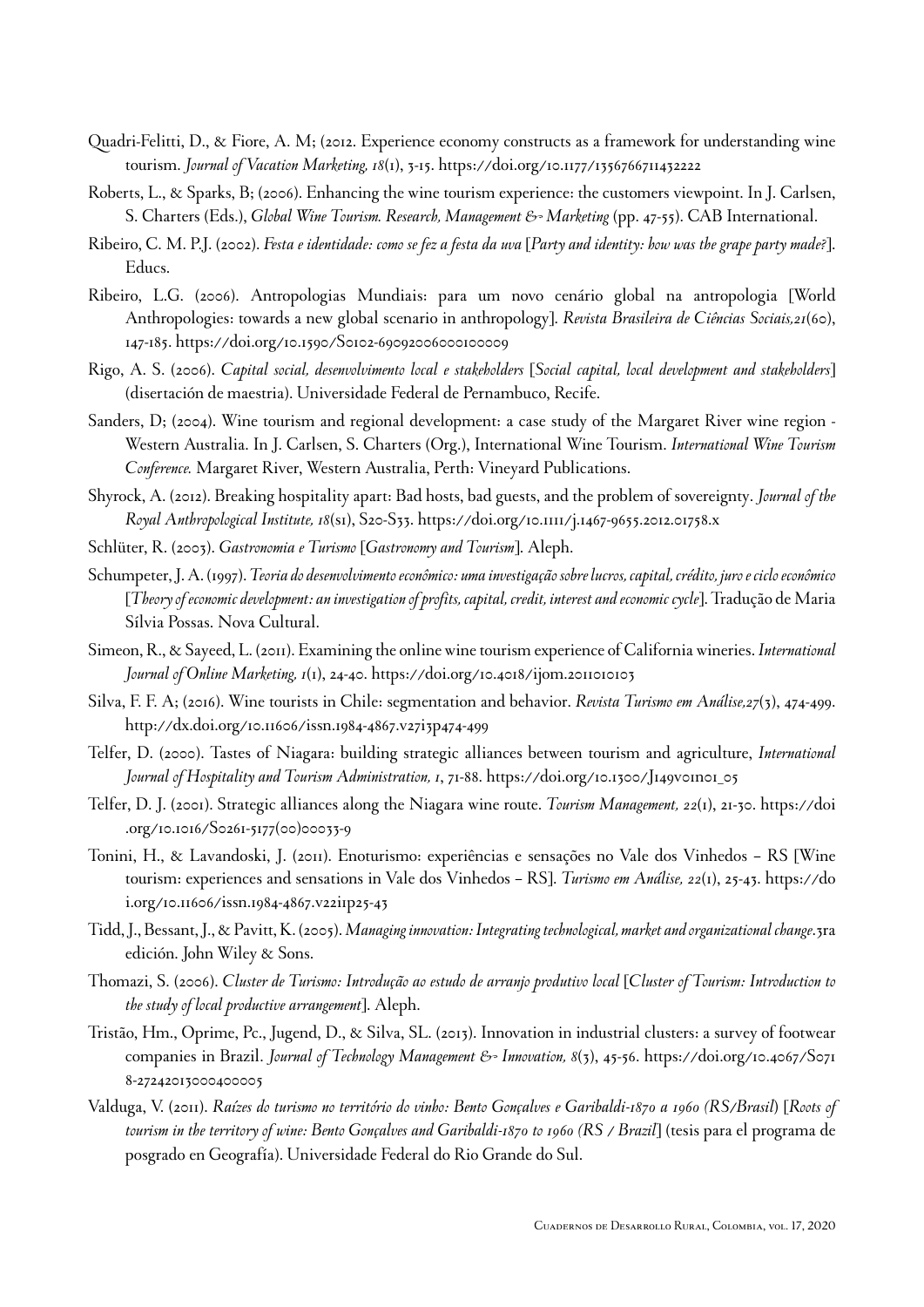Quadri-Felitti, D., & Fiore, A. M; (2012. Experience economy constructs as a framework for understanding wine tourism. *Journal of Vacation Marketing, 18*(1), 3-15. https://doi.org/10.1177/1356766711432222

Roberts, L., & Sparks, B; (2006). Enhancing the wine tourism experience: the customers viewpoint. In J. Carlsen, S. Charters (Eds.), *Global Wine Tourism. Research, Management & Marketing* (pp. 47-55). CAB International.

Ribeiro, C. M. P.J. (2002). *Festa e identidade: como se fez a festa da uva* [*Party and identity: how was the grape party made?*]. Educs.

Ribeiro, L.G. (2006). Antropologias Mundiais: para um novo cenário global na antropologia [World Anthropologies: towards a new global scenario in anthropology]. *Revista Brasileira de Ciências Sociais,21*(60), 147-185. https://doi.org/10.1590/S0102-69092006000100009

Rigo, A. S. (2006). *Capital social, desenvolvimento local e stakeholders* [*Social capital, local development and stakeholders*] (disertación de maestria). Universidade Federal de Pernambuco, Recife.

Sanders, D; (2004). Wine tourism and regional development: a case study of the Margaret River wine region - Western Australia. In J. Carlsen, S. Charters (Org.), International Wine Tourism. *International Wine Tourism Conference.* Margaret River, Western Australia, Perth: Vineyard Publications.

Shyrock, A. (2012). Breaking hospitality apart: Bad hosts, bad guests, and the problem of sovereignty. *Journal of the Royal Anthropological Institute, 18*(s1), S20-S33. https://doi.org/10.1111/j.1467-9655.2012.01758.x

Schlüter, R. (2003). *Gastronomia e Turismo* [*Gastronomy and Tourism*]. Aleph.

Schumpeter, J. A. (1997). *Teoria do desenvolvimento econômico: uma investigação sobre lucros, capital, crédito, juro e ciclo econômico* [*Theory of economic development: an investigation of profits, capital, credit, interest and economic cycle*]. Tradução de Maria Sílvia Possas. Nova Cultural.

Simeon, R., & Sayeed, L. (2011). Examining the online wine tourism experience of California wineries. *International Journal of Online Marketing, 1*(1), 24-40. https://doi.org/10.4018/ijom.2011010103

Silva, F. F. A; (2016). Wine tourists in Chile: segmentation and behavior. *Revista Turismo em Análise,27*(3), 474-499. http://dx.doi.org/10.11606/issn.1984-4867.v27i3p474-499

Telfer, D. (2000). Tastes of Niagara: building strategic alliances between tourism and agriculture, *International Journal of Hospitality and Tourism Administration, 1*, 71-88. https://doi.org/10.1300/J149v01n01_05

Telfer, D. J. (2001). Strategic alliances along the Niagara wine route. *Tourism Management, 22*(1), 21-30. https://doi.org/10.1016/S0261-5177(00)00033-9

Tonini, H., & Lavandoski, J. (2011). Enoturismo: experiências e sensações no Vale dos Vinhedos – RS [Wine tourism: experiences and sensations in Vale dos Vinhedos – RS]. *Turismo em Análise, 22*(1), 25-43. https://doi.org/10.11606/issn.1984-4867.v22i1p25-43

Tidd, J., Bessant, J., & Pavitt, K. (2005). *Managing innovation: Integrating technological, market and organizational change*.3ra edición. John Wiley & Sons.

Thomazi, S. (2006). *Cluster de Turismo: Introdução ao estudo de arranjo produtivo local* [*Cluster of Tourism: Introduction to the study of local productive arrangement*]. Aleph.

Tristão, Hm., Oprime, Pc., Jugend, D., & Silva, SL. (2013). Innovation in industrial clusters: a survey of footwear companies in Brazil. *Journal of Technology Management & Innovation, 8*(3), 45-56. https://doi.org/10.4067/S0718-27242013000400005

Valduga, V. (2011). *Raízes do turismo no território do vinho: Bento Gonçalves e Garibaldi-1870 a 1960 (RS/Brasil)* [*Roots of tourism in the territory of wine: Bento Gonçalves and Garibaldi-1870 to 1960 (RS / Brazil*] (tesis para el programa de posgrado en Geografía). Universidade Federal do Rio Grande do Sul.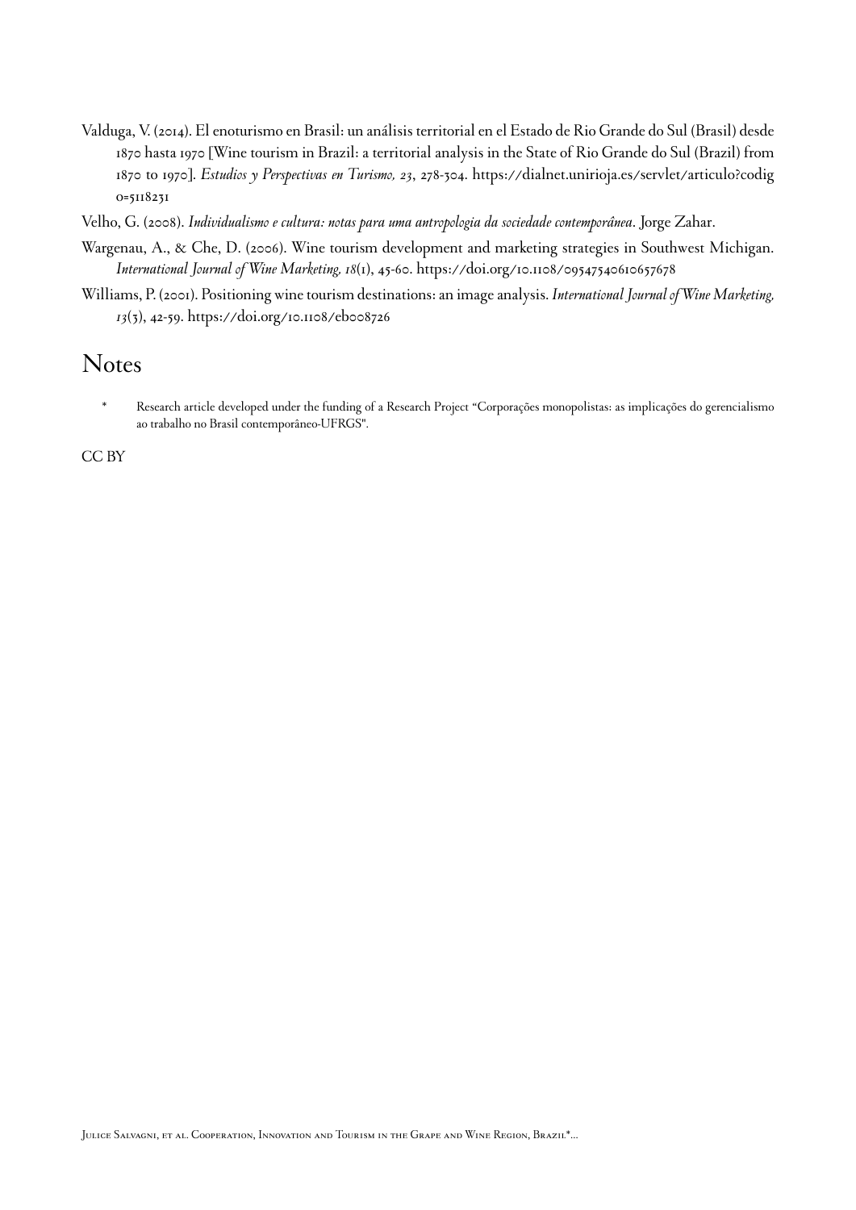Valduga, V. (2014). El enoturismo en Brasil: un análisis territorial en el Estado de Rio Grande do Sul (Brasil) desde 1870 hasta 1970 [Wine tourism in Brazil: a territorial analysis in the State of Rio Grande do Sul (Brazil) from 1870 to 1970]. *Estudios y Perspectivas en Turismo, 23*, 278-304. https://dialnet.unirioja.es/servlet/articulo?codigo=5118231

Velho, G. (2008). *Individualismo e cultura: notas para uma antropologia da sociedade contemporânea*. Jorge Zahar.

Wargenau, A., & Che, D. (2006). Wine tourism development and marketing strategies in Southwest Michigan. *International Journal of Wine Marketing, 18*(1), 45-60. https://doi.org/10.1108/09547540610657678

Williams, P. (2001). Positioning wine tourism destinations: an image analysis. *International Journal of Wine Marketing, 13*(3), 42-59. https://doi.org/10.1108/eb008726

## Notes

\* Research article developed under the funding of a Research Project "Corporações monopolistas: as implicações do gerencialismo ao trabalho no Brasil contemporâneo-UFRGS".

CC BY